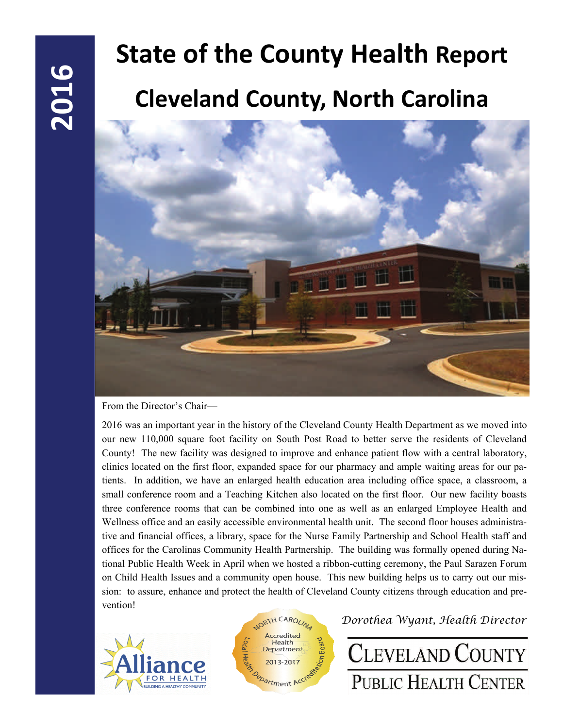2016

# State of the County Health Report

## Cleveland County, North Carolina

From the Director's Chair—

2016 was an important year in the history of the Cleveland County Health Department as we moved into our new 110,000 square foot facility on South Post Road to better serve the residents of Cleveland County! The new facility was designed to improve and enhance patient flow with a central laboratory, clinics located on the first floor, expanded space for our pharmacy and ample waiting areas for our patients. In addition, we have an enlarged health education area including office space, a classroom, a small conference room and a Teaching Kitchen also located on the first floor. Our new facility boasts three conference rooms that can be combined into one as well as an enlarged Employee Health and Wellness office and an easily accessible environmental health unit. The second floor houses administrative and financial offices, a library, space for the Nurse Family Partnership and School Health staff and offices for the Carolinas Community Health Partnership. The building was formally opened during National Public Health Week in April when we hosted a ribbon-cutting ceremony, the Paul Sarazen Forum on Child Health Issues and a community open house. This new building helps us to carry out our mission: to assure, enhance and protect the health of Cleveland County citizens through education and prevention!

*Dorothea Wyant, Health Director*

Alliance FOR HEALTH — BUILDING A HEALTHY COMMUNITY

North Carolina Accredited Health Department 2013-2017 — Local Health Department Accreditation Board

CLEVELAND COUNTY PUBLIC HEALTH CENTER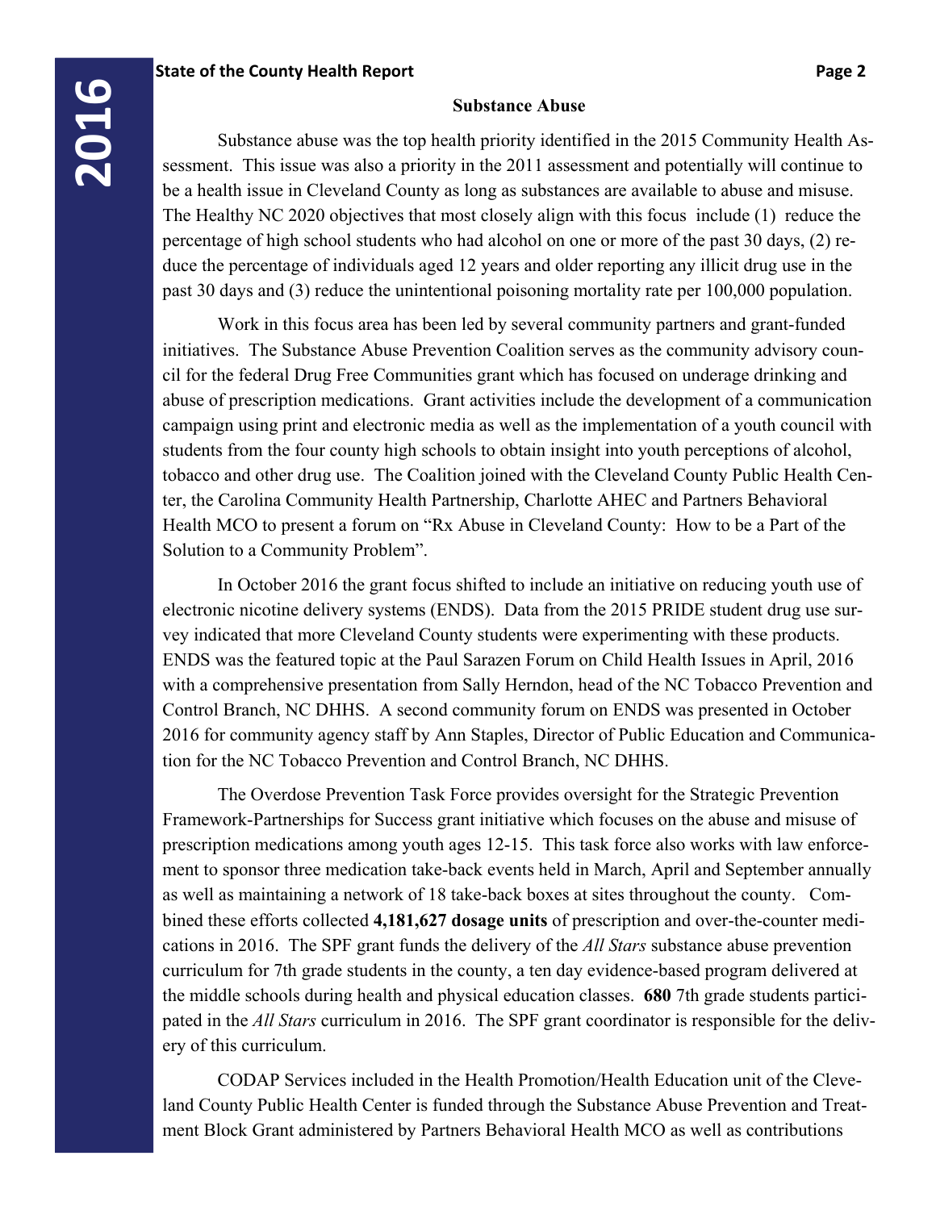## Substance Abuse

Substance abuse was the top health priority identified in the 2015 Community Health Assessment. This issue was also a priority in the 2011 assessment and potentially will continue to be a health issue in Cleveland County as long as substances are available to abuse and misuse. The Healthy NC 2020 objectives that most closely align with this focus include (1) reduce the percentage of high school students who had alcohol on one or more of the past 30 days, (2) reduce the percentage of individuals aged 12 years and older reporting any illicit drug use in the past 30 days and (3) reduce the unintentional poisoning mortality rate per 100,000 population.

Work in this focus area has been led by several community partners and grant-funded initiatives. The Substance Abuse Prevention Coalition serves as the community advisory council for the federal Drug Free Communities grant which has focused on underage drinking and abuse of prescription medications. Grant activities include the development of a communication campaign using print and electronic media as well as the implementation of a youth council with students from the four county high schools to obtain insight into youth perceptions of alcohol, tobacco and other drug use. The Coalition joined with the Cleveland County Public Health Center, the Carolina Community Health Partnership, Charlotte AHEC and Partners Behavioral Health MCO to present a forum on "Rx Abuse in Cleveland County: How to be a Part of the Solution to a Community Problem".

In October 2016 the grant focus shifted to include an initiative on reducing youth use of electronic nicotine delivery systems (ENDS). Data from the 2015 PRIDE student drug use survey indicated that more Cleveland County students were experimenting with these products. ENDS was the featured topic at the Paul Sarazen Forum on Child Health Issues in April, 2016 with a comprehensive presentation from Sally Herndon, head of the NC Tobacco Prevention and Control Branch, NC DHHS. A second community forum on ENDS was presented in October 2016 for community agency staff by Ann Staples, Director of Public Education and Communication for the NC Tobacco Prevention and Control Branch, NC DHHS.

The Overdose Prevention Task Force provides oversight for the Strategic Prevention Framework-Partnerships for Success grant initiative which focuses on the abuse and misuse of prescription medications among youth ages 12-15. This task force also works with law enforcement to sponsor three medication take-back events held in March, April and September annually as well as maintaining a network of 18 take-back boxes at sites throughout the county. Combined these efforts collected **4,181,627 dosage units** of prescription and over-the-counter medications in 2016. The SPF grant funds the delivery of the *All Stars* substance abuse prevention curriculum for 7th grade students in the county, a ten day evidence-based program delivered at the middle schools during health and physical education classes. **680** 7th grade students participated in the *All Stars* curriculum in 2016. The SPF grant coordinator is responsible for the delivery of this curriculum.

CODAP Services included in the Health Promotion/Health Education unit of the Cleveland County Public Health Center is funded through the Substance Abuse Prevention and Treatment Block Grant administered by Partners Behavioral Health MCO as well as contributions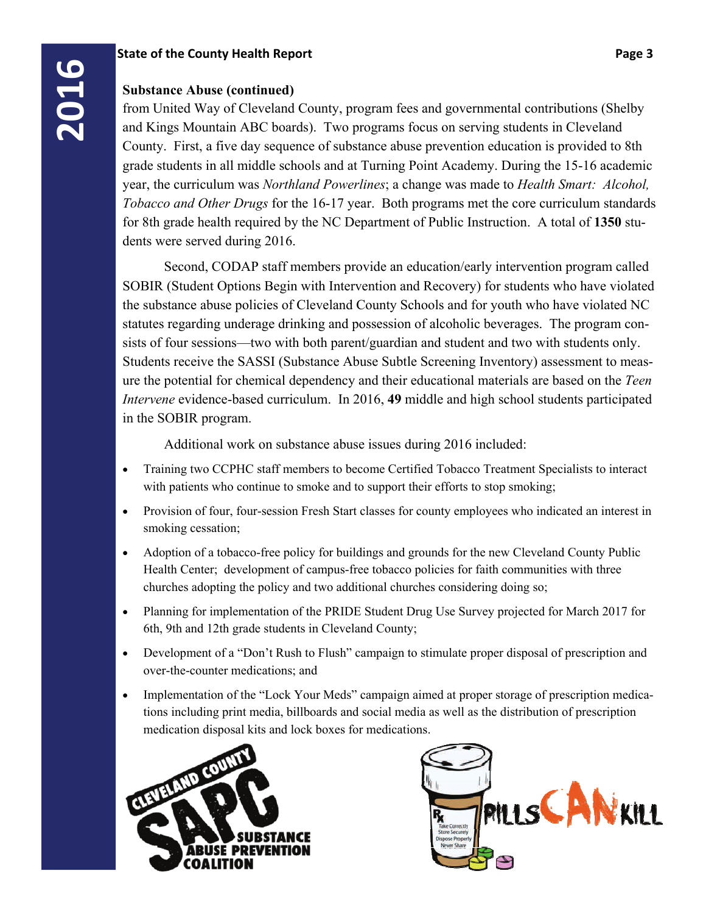**Substance Abuse (continued)**

from United Way of Cleveland County, program fees and governmental contributions (Shelby and Kings Mountain ABC boards). Two programs focus on serving students in Cleveland County. First, a five day sequence of substance abuse prevention education is provided to 8th grade students in all middle schools and at Turning Point Academy. During the 15-16 academic year, the curriculum was *Northland Powerlines*; a change was made to *Health Smart: Alcohol, Tobacco and Other Drugs* for the 16-17 year. Both programs met the core curriculum standards for 8th grade health required by the NC Department of Public Instruction. A total of **1350** students were served during 2016.

Second, CODAP staff members provide an education/early intervention program called SOBIR (Student Options Begin with Intervention and Recovery) for students who have violated the substance abuse policies of Cleveland County Schools and for youth who have violated NC statutes regarding underage drinking and possession of alcoholic beverages. The program consists of four sessions—two with both parent/guardian and student and two with students only. Students receive the SASSI (Substance Abuse Subtle Screening Inventory) assessment to measure the potential for chemical dependency and their educational materials are based on the *Teen Intervene* evidence-based curriculum. In 2016, **49** middle and high school students participated in the SOBIR program.

Additional work on substance abuse issues during 2016 included:

- Training two CCPHC staff members to become Certified Tobacco Treatment Specialists to interact with patients who continue to smoke and to support their efforts to stop smoking;
- Provision of four, four-session Fresh Start classes for county employees who indicated an interest in smoking cessation;
- Adoption of a tobacco-free policy for buildings and grounds for the new Cleveland County Public Health Center; development of campus-free tobacco policies for faith communities with three churches adopting the policy and two additional churches considering doing so;
- Planning for implementation of the PRIDE Student Drug Use Survey projected for March 2017 for 6th, 9th and 12th grade students in Cleveland County;
- Development of a "Don't Rush to Flush" campaign to stimulate proper disposal of prescription and over-the-counter medications; and
- Implementation of the "Lock Your Meds" campaign aimed at proper storage of prescription medications including print media, billboards and social media as well as the distribution of prescription medication disposal kits and lock boxes for medications.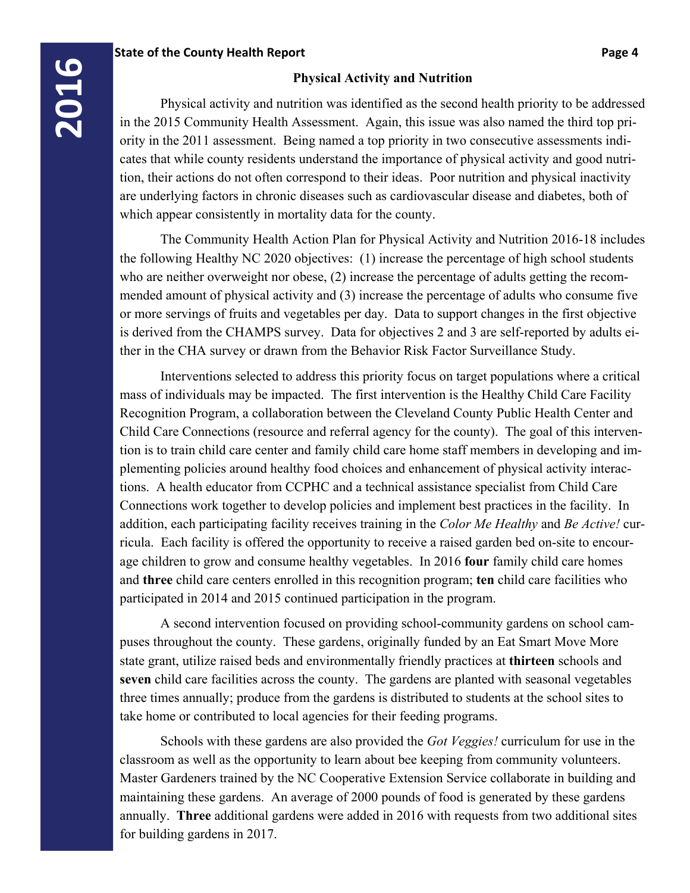## Physical Activity and Nutrition

Physical activity and nutrition was identified as the second health priority to be addressed in the 2015 Community Health Assessment. Again, this issue was also named the third top priority in the 2011 assessment. Being named a top priority in two consecutive assessments indicates that while county residents understand the importance of physical activity and good nutrition, their actions do not often correspond to their ideas. Poor nutrition and physical inactivity are underlying factors in chronic diseases such as cardiovascular disease and diabetes, both of which appear consistently in mortality data for the county.

The Community Health Action Plan for Physical Activity and Nutrition 2016-18 includes the following Healthy NC 2020 objectives: (1) increase the percentage of high school students who are neither overweight nor obese, (2) increase the percentage of adults getting the recommended amount of physical activity and (3) increase the percentage of adults who consume five or more servings of fruits and vegetables per day. Data to support changes in the first objective is derived from the CHAMPS survey. Data for objectives 2 and 3 are self-reported by adults either in the CHA survey or drawn from the Behavior Risk Factor Surveillance Study.

Interventions selected to address this priority focus on target populations where a critical mass of individuals may be impacted. The first intervention is the Healthy Child Care Facility Recognition Program, a collaboration between the Cleveland County Public Health Center and Child Care Connections (resource and referral agency for the county). The goal of this intervention is to train child care center and family child care home staff members in developing and implementing policies around healthy food choices and enhancement of physical activity interactions. A health educator from CCPHC and a technical assistance specialist from Child Care Connections work together to develop policies and implement best practices in the facility. In addition, each participating facility receives training in the *Color Me Healthy* and *Be Active!* curricula. Each facility is offered the opportunity to receive a raised garden bed on-site to encourage children to grow and consume healthy vegetables. In 2016 **four** family child care homes and **three** child care centers enrolled in this recognition program; **ten** child care facilities who participated in 2014 and 2015 continued participation in the program.

A second intervention focused on providing school-community gardens on school campuses throughout the county. These gardens, originally funded by an Eat Smart Move More state grant, utilize raised beds and environmentally friendly practices at **thirteen** schools and **seven** child care facilities across the county. The gardens are planted with seasonal vegetables three times annually; produce from the gardens is distributed to students at the school sites to take home or contributed to local agencies for their feeding programs.

Schools with these gardens are also provided the *Got Veggies!* curriculum for use in the classroom as well as the opportunity to learn about bee keeping from community volunteers. Master Gardeners trained by the NC Cooperative Extension Service collaborate in building and maintaining these gardens. An average of 2000 pounds of food is generated by these gardens annually. **Three** additional gardens were added in 2016 with requests from two additional sites for building gardens in 2017.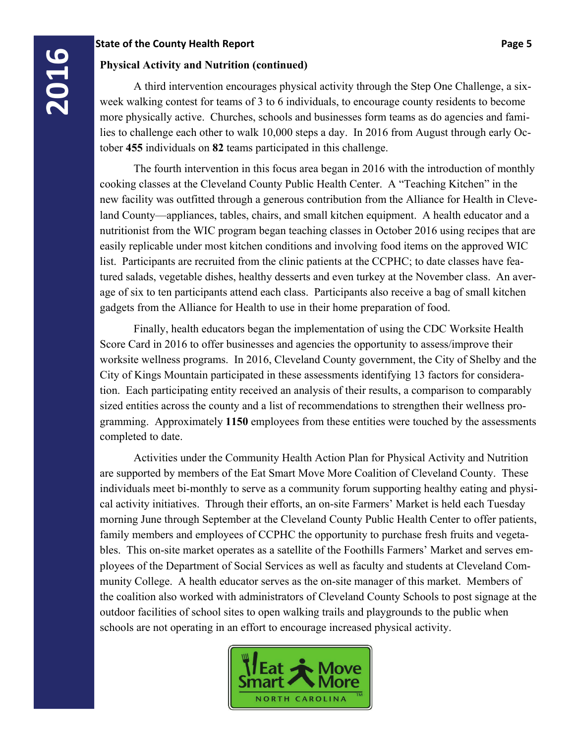## Physical Activity and Nutrition (continued)

A third intervention encourages physical activity through the Step One Challenge, a six-week walking contest for teams of 3 to 6 individuals, to encourage county residents to become more physically active. Churches, schools and businesses form teams as do agencies and families to challenge each other to walk 10,000 steps a day. In 2016 from August through early October **455** individuals on **82** teams participated in this challenge.

The fourth intervention in this focus area began in 2016 with the introduction of monthly cooking classes at the Cleveland County Public Health Center. A "Teaching Kitchen" in the new facility was outfitted through a generous contribution from the Alliance for Health in Cleveland County—appliances, tables, chairs, and small kitchen equipment. A health educator and a nutritionist from the WIC program began teaching classes in October 2016 using recipes that are easily replicable under most kitchen conditions and involving food items on the approved WIC list. Participants are recruited from the clinic patients at the CCPHC; to date classes have featured salads, vegetable dishes, healthy desserts and even turkey at the November class. An average of six to ten participants attend each class. Participants also receive a bag of small kitchen gadgets from the Alliance for Health to use in their home preparation of food.

Finally, health educators began the implementation of using the CDC Worksite Health Score Card in 2016 to offer businesses and agencies the opportunity to assess/improve their worksite wellness programs. In 2016, Cleveland County government, the City of Shelby and the City of Kings Mountain participated in these assessments identifying 13 factors for consideration. Each participating entity received an analysis of their results, a comparison to comparably sized entities across the county and a list of recommendations to strengthen their wellness programming. Approximately **1150** employees from these entities were touched by the assessments completed to date.

Activities under the Community Health Action Plan for Physical Activity and Nutrition are supported by members of the Eat Smart Move More Coalition of Cleveland County. These individuals meet bi-monthly to serve as a community forum supporting healthy eating and physical activity initiatives. Through their efforts, an on-site Farmers' Market is held each Tuesday morning June through September at the Cleveland County Public Health Center to offer patients, family members and employees of CCPHC the opportunity to purchase fresh fruits and vegetables. This on-site market operates as a satellite of the Foothills Farmers' Market and serves employees of the Department of Social Services as well as faculty and students at Cleveland Community College. A health educator serves as the on-site manager of this market. Members of the coalition also worked with administrators of Cleveland County Schools to post signage at the outdoor facilities of school sites to open walking trails and playgrounds to the public when schools are not operating in an effort to encourage increased physical activity.

Eat Smart Move More NORTH CAROLINA™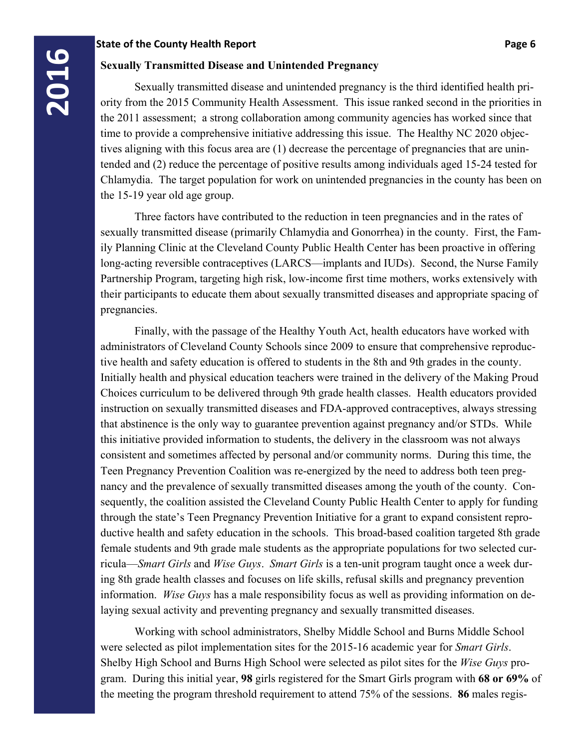## Sexually Transmitted Disease and Unintended Pregnancy

Sexually transmitted disease and unintended pregnancy is the third identified health priority from the 2015 Community Health Assessment. This issue ranked second in the priorities in the 2011 assessment; a strong collaboration among community agencies has worked since that time to provide a comprehensive initiative addressing this issue. The Healthy NC 2020 objectives aligning with this focus area are (1) decrease the percentage of pregnancies that are unintended and (2) reduce the percentage of positive results among individuals aged 15-24 tested for Chlamydia. The target population for work on unintended pregnancies in the county has been on the 15-19 year old age group.

Three factors have contributed to the reduction in teen pregnancies and in the rates of sexually transmitted disease (primarily Chlamydia and Gonorrhea) in the county. First, the Family Planning Clinic at the Cleveland County Public Health Center has been proactive in offering long-acting reversible contraceptives (LARCS—implants and IUDs). Second, the Nurse Family Partnership Program, targeting high risk, low-income first time mothers, works extensively with their participants to educate them about sexually transmitted diseases and appropriate spacing of pregnancies.

Finally, with the passage of the Healthy Youth Act, health educators have worked with administrators of Cleveland County Schools since 2009 to ensure that comprehensive reproductive health and safety education is offered to students in the 8th and 9th grades in the county. Initially health and physical education teachers were trained in the delivery of the Making Proud Choices curriculum to be delivered through 9th grade health classes. Health educators provided instruction on sexually transmitted diseases and FDA-approved contraceptives, always stressing that abstinence is the only way to guarantee prevention against pregnancy and/or STDs. While this initiative provided information to students, the delivery in the classroom was not always consistent and sometimes affected by personal and/or community norms. During this time, the Teen Pregnancy Prevention Coalition was re-energized by the need to address both teen pregnancy and the prevalence of sexually transmitted diseases among the youth of the county. Consequently, the coalition assisted the Cleveland County Public Health Center to apply for funding through the state's Teen Pregnancy Prevention Initiative for a grant to expand consistent reproductive health and safety education in the schools. This broad-based coalition targeted 8th grade female students and 9th grade male students as the appropriate populations for two selected curricula—*Smart Girls* and *Wise Guys*. *Smart Girls* is a ten-unit program taught once a week during 8th grade health classes and focuses on life skills, refusal skills and pregnancy prevention information. *Wise Guys* has a male responsibility focus as well as providing information on delaying sexual activity and preventing pregnancy and sexually transmitted diseases.

Working with school administrators, Shelby Middle School and Burns Middle School were selected as pilot implementation sites for the 2015-16 academic year for *Smart Girls*. Shelby High School and Burns High School were selected as pilot sites for the *Wise Guys* program. During this initial year, **98** girls registered for the Smart Girls program with **68 or 69%** of the meeting the program threshold requirement to attend 75% of the sessions. **86** males regis-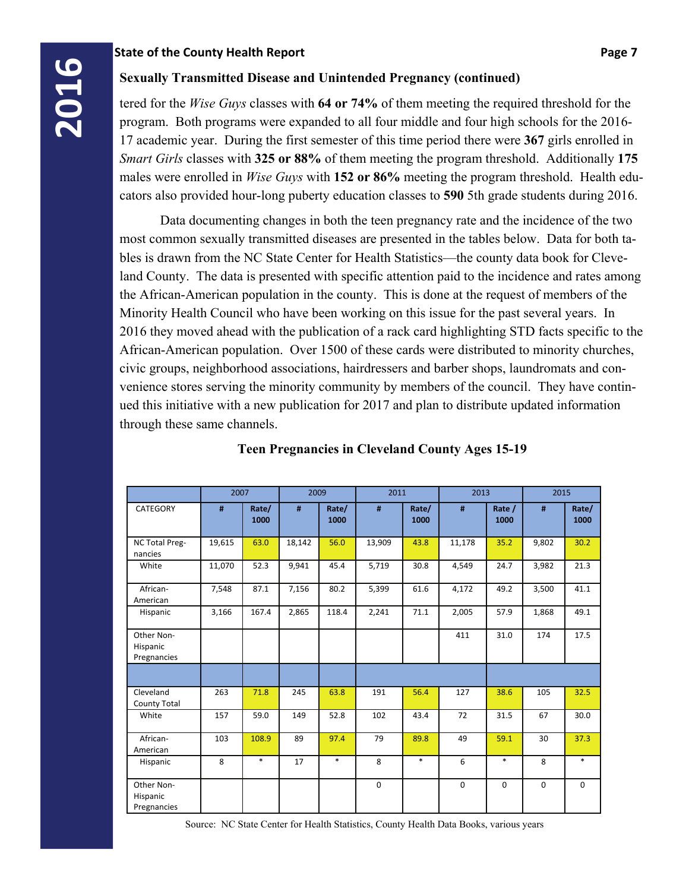## Sexually Transmitted Disease and Unintended Pregnancy (continued)

tered for the *Wise Guys* classes with **64 or 74%** of them meeting the required threshold for the program. Both programs were expanded to all four middle and four high schools for the 2016-17 academic year. During the first semester of this time period there were **367** girls enrolled in *Smart Girls* classes with **325 or 88%** of them meeting the program threshold. Additionally **175** males were enrolled in *Wise Guys* with **152 or 86%** meeting the program threshold. Health educators also provided hour-long puberty education classes to **590** 5th grade students during 2016.

Data documenting changes in both the teen pregnancy rate and the incidence of the two most common sexually transmitted diseases are presented in the tables below. Data for both tables is drawn from the NC State Center for Health Statistics—the county data book for Cleveland County. The data is presented with specific attention paid to the incidence and rates among the African-American population in the county. This is done at the request of members of the Minority Health Council who have been working on this issue for the past several years. In 2016 they moved ahead with the publication of a rack card highlighting STD facts specific to the African-American population. Over 1500 of these cards were distributed to minority churches, civic groups, neighborhood associations, hairdressers and barber shops, laundromats and convenience stores serving the minority community by members of the council. They have continued this initiative with a new publication for 2017 and plan to distribute updated information through these same channels.

### Teen Pregnancies in Cleveland County Ages 15-19

| | 2007 | | 2009 | | 2011 | | 2013 | | 2015 | |
|---|---|---|---|---|---|---|---|---|---|---|
| CATEGORY | # | Rate/ 1000 | # | Rate/ 1000 | # | Rate/ 1000 | # | Rate / 1000 | # | Rate/ 1000 |
| NC Total Pregnancies | 19,615 | 63.0 | 18,142 | 56.0 | 13,909 | 43.8 | 11,178 | 35.2 | 9,802 | 30.2 |
| White | 11,070 | 52.3 | 9,941 | 45.4 | 5,719 | 30.8 | 4,549 | 24.7 | 3,982 | 21.3 |
| African-American | 7,548 | 87.1 | 7,156 | 80.2 | 5,399 | 61.6 | 4,172 | 49.2 | 3,500 | 41.1 |
| Hispanic | 3,166 | 167.4 | 2,865 | 118.4 | 2,241 | 71.1 | 2,005 | 57.9 | 1,868 | 49.1 |
| Other Non-Hispanic Pregnancies | | | | | | | 411 | 31.0 | 174 | 17.5 |
| | | | | | | | | | | |
| Cleveland County Total | 263 | 71.8 | 245 | 63.8 | 191 | 56.4 | 127 | 38.6 | 105 | 32.5 |
| White | 157 | 59.0 | 149 | 52.8 | 102 | 43.4 | 72 | 31.5 | 67 | 30.0 |
| African-American | 103 | 108.9 | 89 | 97.4 | 79 | 89.8 | 49 | 59.1 | 30 | 37.3 |
| Hispanic | 8 | * | 17 | * | 8 | * | 6 | * | 8 | * |
| Other Non-Hispanic Pregnancies | | | | | 0 | | 0 | 0 | 0 | 0 |

Source: NC State Center for Health Statistics, County Health Data Books, various years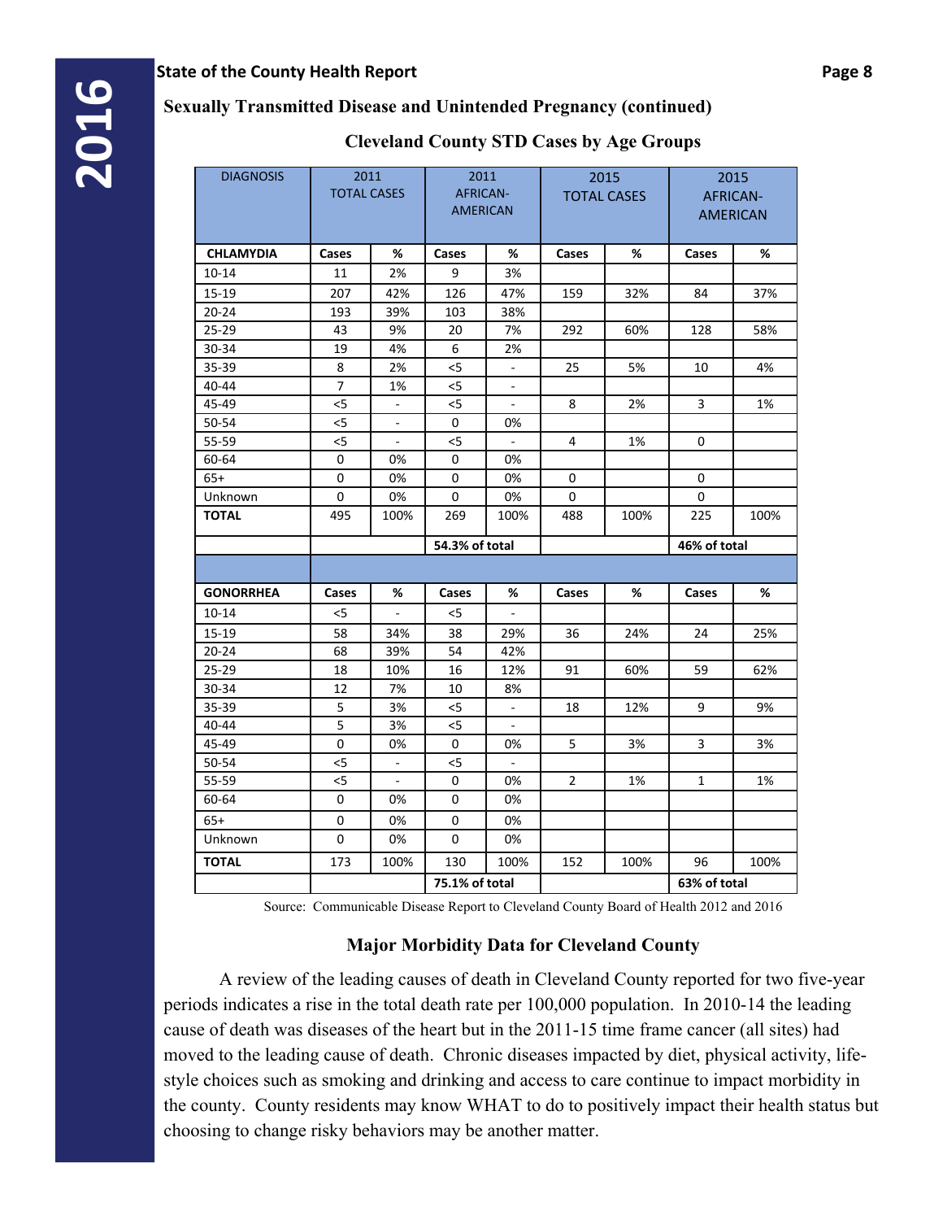## Sexually Transmitted Disease and Unintended Pregnancy (continued)

### Cleveland County STD Cases by Age Groups

| DIAGNOSIS | 2011 TOTAL CASES | | 2011 AFRICAN-AMERICAN | | 2015 TOTAL CASES | | 2015 AFRICAN-AMERICAN | |
|---|---|---|---|---|---|---|---|---|
| **CHLAMYDIA** | **Cases** | **%** | **Cases** | **%** | **Cases** | **%** | **Cases** | **%** |
| 10-14 | 11 | 2% | 9 | 3% | | | | |
| 15-19 | 207 | 42% | 126 | 47% | 159 | 32% | 84 | 37% |
| 20-24 | 193 | 39% | 103 | 38% | | | | |
| 25-29 | 43 | 9% | 20 | 7% | 292 | 60% | 128 | 58% |
| 30-34 | 19 | 4% | 6 | 2% | | | | |
| 35-39 | 8 | 2% | <5 | - | 25 | 5% | 10 | 4% |
| 40-44 | 7 | 1% | <5 | - | | | | |
| 45-49 | <5 | - | <5 | - | 8 | 2% | 3 | 1% |
| 50-54 | <5 | - | 0 | 0% | | | | |
| 55-59 | <5 | - | <5 | - | 4 | 1% | 0 | |
| 60-64 | 0 | 0% | 0 | 0% | | | | |
| 65+ | 0 | 0% | 0 | 0% | 0 | | 0 | |
| Unknown | 0 | 0% | 0 | 0% | 0 | | 0 | |
| **TOTAL** | 495 | 100% | 269 | 100% | 488 | 100% | 225 | 100% |
| | | | **54.3% of total** | | | | **46% of total** | |
| | | | | | | | | |
| **GONORRHEA** | **Cases** | **%** | **Cases** | **%** | **Cases** | **%** | **Cases** | **%** |
| 10-14 | <5 | - | <5 | - | | | | |
| 15-19 | 58 | 34% | 38 | 29% | 36 | 24% | 24 | 25% |
| 20-24 | 68 | 39% | 54 | 42% | | | | |
| 25-29 | 18 | 10% | 16 | 12% | 91 | 60% | 59 | 62% |
| 30-34 | 12 | 7% | 10 | 8% | | | | |
| 35-39 | 5 | 3% | <5 | - | 18 | 12% | 9 | 9% |
| 40-44 | 5 | 3% | <5 | - | | | | |
| 45-49 | 0 | 0% | 0 | 0% | 5 | 3% | 3 | 3% |
| 50-54 | <5 | - | <5 | - | | | | |
| 55-59 | <5 | - | 0 | 0% | 2 | 1% | 1 | 1% |
| 60-64 | 0 | 0% | 0 | 0% | | | | |
| 65+ | 0 | 0% | 0 | 0% | | | | |
| Unknown | 0 | 0% | 0 | 0% | | | | |
| **TOTAL** | 173 | 100% | 130 | 100% | 152 | 100% | 96 | 100% |
| | | | **75.1% of total** | | | | **63% of total** | |

Source: Communicable Disease Report to Cleveland County Board of Health 2012 and 2016

### Major Morbidity Data for Cleveland County

A review of the leading causes of death in Cleveland County reported for two five-year periods indicates a rise in the total death rate per 100,000 population. In 2010-14 the leading cause of death was diseases of the heart but in the 2011-15 time frame cancer (all sites) had moved to the leading cause of death. Chronic diseases impacted by diet, physical activity, life-style choices such as smoking and drinking and access to care continue to impact morbidity in the county. County residents may know WHAT to do to positively impact their health status but choosing to change risky behaviors may be another matter.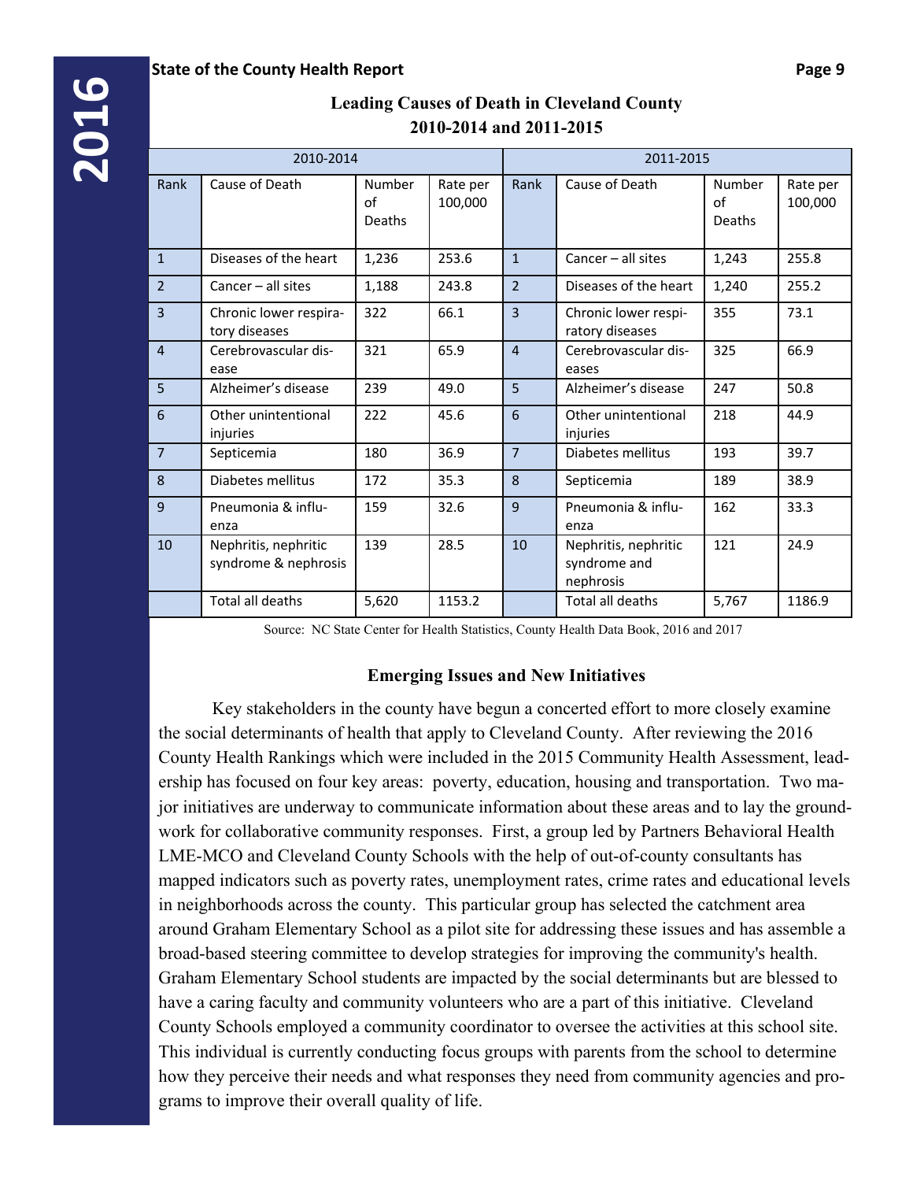## Leading Causes of Death in Cleveland County 2010-2014 and 2011-2015

| 2010-2014 | | | | 2011-2015 | | | |
|---|---|---|---|---|---|---|---|
| Rank | Cause of Death | Number of Deaths | Rate per 100,000 | Rank | Cause of Death | Number of Deaths | Rate per 100,000 |
| 1 | Diseases of the heart | 1,236 | 253.6 | 1 | Cancer – all sites | 1,243 | 255.8 |
| 2 | Cancer – all sites | 1,188 | 243.8 | 2 | Diseases of the heart | 1,240 | 255.2 |
| 3 | Chronic lower respiratory diseases | 322 | 66.1 | 3 | Chronic lower respiratory diseases | 355 | 73.1 |
| 4 | Cerebrovascular disease | 321 | 65.9 | 4 | Cerebrovascular diseases | 325 | 66.9 |
| 5 | Alzheimer's disease | 239 | 49.0 | 5 | Alzheimer's disease | 247 | 50.8 |
| 6 | Other unintentional injuries | 222 | 45.6 | 6 | Other unintentional injuries | 218 | 44.9 |
| 7 | Septicemia | 180 | 36.9 | 7 | Diabetes mellitus | 193 | 39.7 |
| 8 | Diabetes mellitus | 172 | 35.3 | 8 | Septicemia | 189 | 38.9 |
| 9 | Pneumonia & influenza | 159 | 32.6 | 9 | Pneumonia & influenza | 162 | 33.3 |
| 10 | Nephritis, nephritic syndrome & nephrosis | 139 | 28.5 | 10 | Nephritis, nephritic syndrome and nephrosis | 121 | 24.9 |
| | Total all deaths | 5,620 | 1153.2 | | Total all deaths | 5,767 | 1186.9 |

Source: NC State Center for Health Statistics, County Health Data Book, 2016 and 2017

### Emerging Issues and New Initiatives

Key stakeholders in the county have begun a concerted effort to more closely examine the social determinants of health that apply to Cleveland County. After reviewing the 2016 County Health Rankings which were included in the 2015 Community Health Assessment, leadership has focused on four key areas: poverty, education, housing and transportation. Two major initiatives are underway to communicate information about these areas and to lay the groundwork for collaborative community responses. First, a group led by Partners Behavioral Health LME-MCO and Cleveland County Schools with the help of out-of-county consultants has mapped indicators such as poverty rates, unemployment rates, crime rates and educational levels in neighborhoods across the county. This particular group has selected the catchment area around Graham Elementary School as a pilot site for addressing these issues and has assemble a broad-based steering committee to develop strategies for improving the community's health. Graham Elementary School students are impacted by the social determinants but are blessed to have a caring faculty and community volunteers who are a part of this initiative. Cleveland County Schools employed a community coordinator to oversee the activities at this school site. This individual is currently conducting focus groups with parents from the school to determine how they perceive their needs and what responses they need from community agencies and programs to improve their overall quality of life.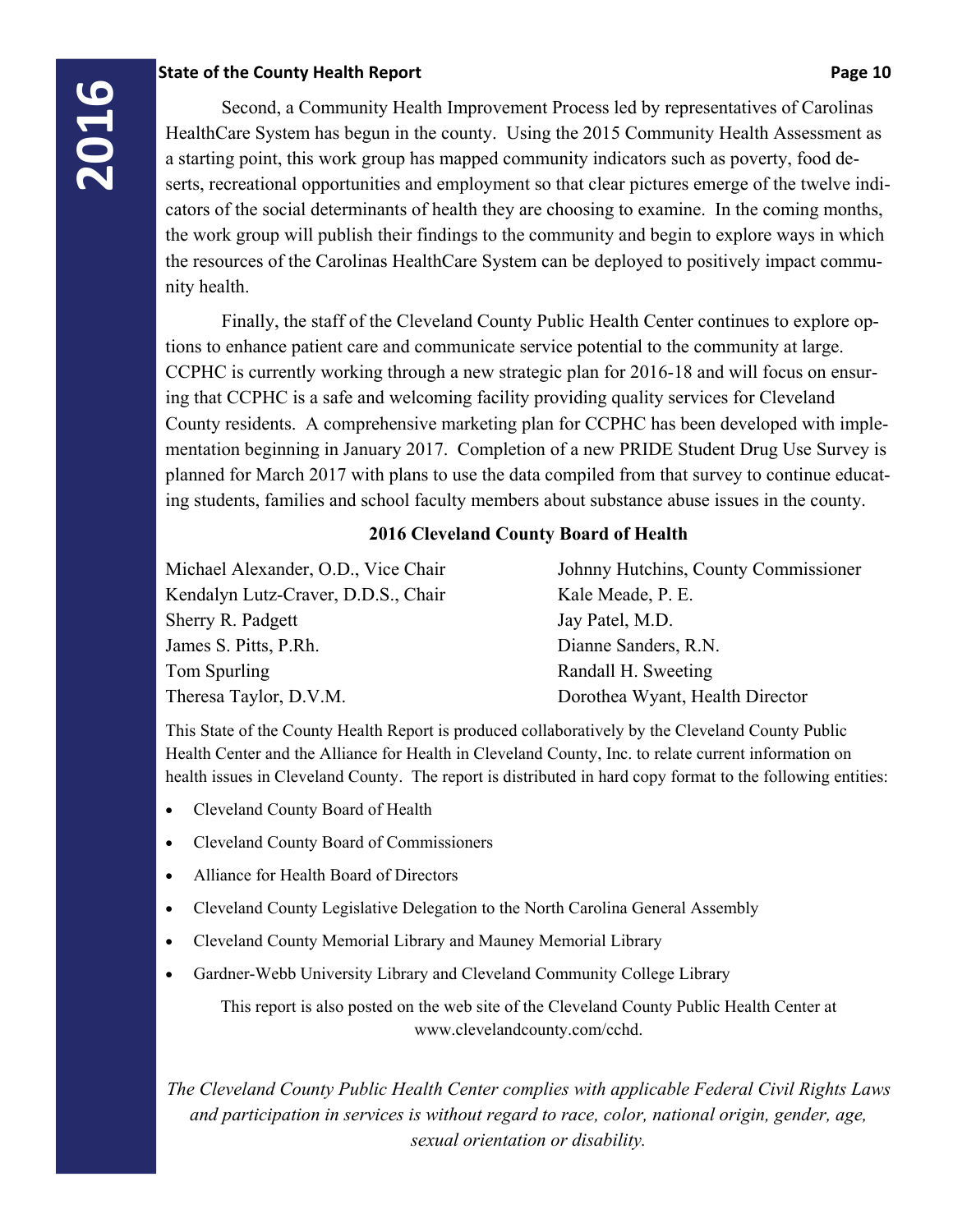Second, a Community Health Improvement Process led by representatives of Carolinas HealthCare System has begun in the county. Using the 2015 Community Health Assessment as a starting point, this work group has mapped community indicators such as poverty, food deserts, recreational opportunities and employment so that clear pictures emerge of the twelve indicators of the social determinants of health they are choosing to examine. In the coming months, the work group will publish their findings to the community and begin to explore ways in which the resources of the Carolinas HealthCare System can be deployed to positively impact community health.

Finally, the staff of the Cleveland County Public Health Center continues to explore options to enhance patient care and communicate service potential to the community at large. CCPHC is currently working through a new strategic plan for 2016-18 and will focus on ensuring that CCPHC is a safe and welcoming facility providing quality services for Cleveland County residents. A comprehensive marketing plan for CCPHC has been developed with implementation beginning in January 2017. Completion of a new PRIDE Student Drug Use Survey is planned for March 2017 with plans to use the data compiled from that survey to continue educating students, families and school faculty members about substance abuse issues in the county.

## 2016 Cleveland County Board of Health

Michael Alexander, O.D., Vice Chair
Kendalyn Lutz-Craver, D.D.S., Chair
Sherry R. Padgett
James S. Pitts, P.Rh.
Tom Spurling
Theresa Taylor, D.V.M.
Johnny Hutchins, County Commissioner
Kale Meade, P. E.
Jay Patel, M.D.
Dianne Sanders, R.N.
Randall H. Sweeting
Dorothea Wyant, Health Director

This State of the County Health Report is produced collaboratively by the Cleveland County Public Health Center and the Alliance for Health in Cleveland County, Inc. to relate current information on health issues in Cleveland County. The report is distributed in hard copy format to the following entities:

- Cleveland County Board of Health
- Cleveland County Board of Commissioners
- Alliance for Health Board of Directors
- Cleveland County Legislative Delegation to the North Carolina General Assembly
- Cleveland County Memorial Library and Mauney Memorial Library
- Gardner-Webb University Library and Cleveland Community College Library

This report is also posted on the web site of the Cleveland County Public Health Center at www.clevelandcounty.com/cchd.

*The Cleveland County Public Health Center complies with applicable Federal Civil Rights Laws and participation in services is without regard to race, color, national origin, gender, age, sexual orientation or disability.*